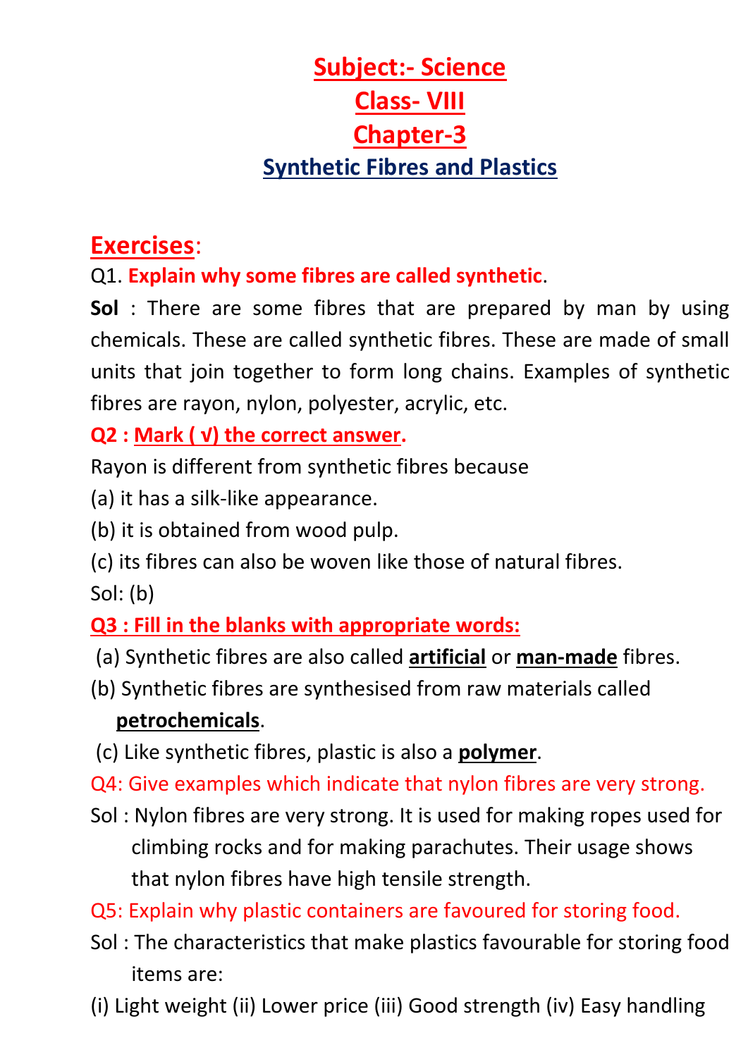# Subject:- Science

# Class- VIII

# Chapter-3

## Synthetic Fibres and Plastics

## Exercises:

Q1. **Explain why some fibres are called synthetic**.

**Sol** : There are some fibres that are prepared by man by using chemicals. These are called synthetic fibres. These are made of small units that join together to form long chains. Examples of synthetic fibres are rayon, nylon, polyester, acrylic, etc.

**Q2 : Mark ( √) the correct answer.**

Rayon is different from synthetic fibres because

(a) it has a silk-like appearance.

(b) it is obtained from wood pulp.

(c) its fibres can also be woven like those of natural fibres.

Sol: (b)

**Q3 : Fill in the blanks with appropriate words:**

(a) Synthetic fibres are also called **artificial** or **man-made** fibres.

(b) Synthetic fibres are synthesised from raw materials called **petrochemicals**.

(c) Like synthetic fibres, plastic is also a **polymer**.

Q4: Give examples which indicate that nylon fibres are very strong.

Sol : Nylon fibres are very strong. It is used for making ropes used for climbing rocks and for making parachutes. Their usage shows that nylon fibres have high tensile strength.

Q5: Explain why plastic containers are favoured for storing food.

Sol : The characteristics that make plastics favourable for storing food items are:

(i) Light weight (ii) Lower price (iii) Good strength (iv) Easy handling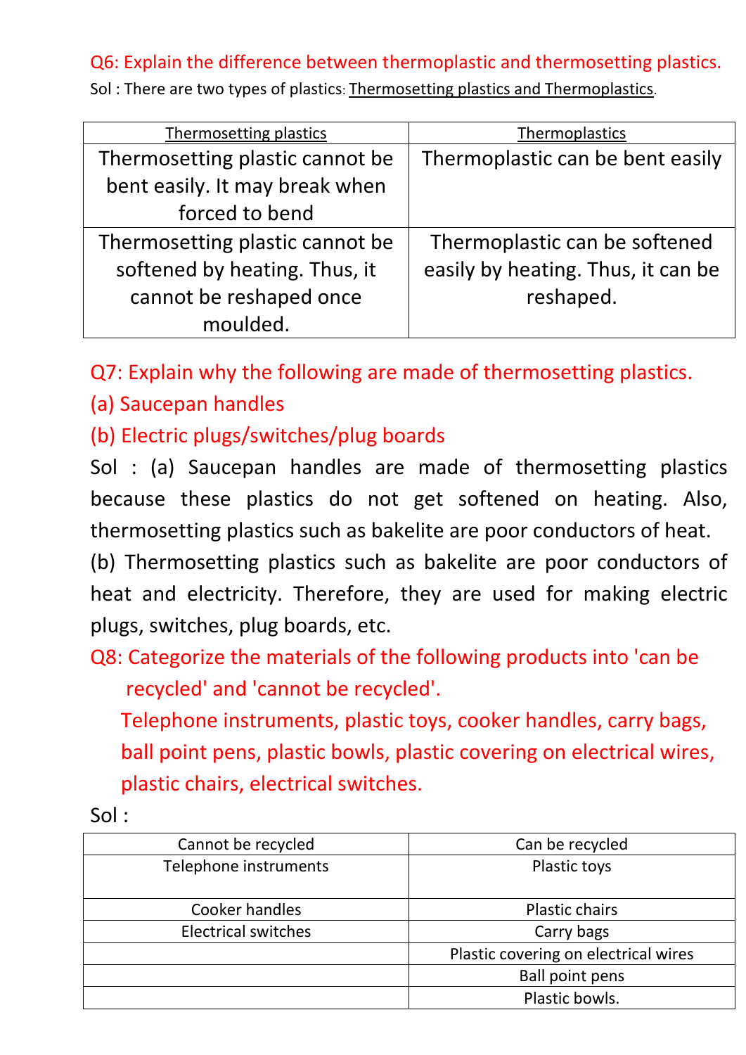Q6: Explain the difference between thermoplastic and thermosetting plastics.

Sol : There are two types of plastics: Thermosetting plastics and Thermoplastics.

| Thermosetting plastics | Thermoplastics |
| --- | --- |
| Thermosetting plastic cannot be bent easily. It may break when forced to bend | Thermoplastic can be bent easily |
| Thermosetting plastic cannot be softened by heating. Thus, it cannot be reshaped once moulded. | Thermoplastic can be softened easily by heating. Thus, it can be reshaped. |

Q7: Explain why the following are made of thermosetting plastics.

(a) Saucepan handles

(b) Electric plugs/switches/plug boards

Sol : (a) Saucepan handles are made of thermosetting plastics because these plastics do not get softened on heating. Also, thermosetting plastics such as bakelite are poor conductors of heat.

(b) Thermosetting plastics such as bakelite are poor conductors of heat and electricity. Therefore, they are used for making electric plugs, switches, plug boards, etc.

Q8: Categorize the materials of the following products into 'can be recycled' and 'cannot be recycled'.

Telephone instruments, plastic toys, cooker handles, carry bags, ball point pens, plastic bowls, plastic covering on electrical wires, plastic chairs, electrical switches.

Sol :

| Cannot be recycled | Can be recycled |
| --- | --- |
| Telephone instruments | Plastic toys |
| Cooker handles | Plastic chairs |
| Electrical switches | Carry bags |
| | Plastic covering on electrical wires |
| | Ball point pens |
| | Plastic bowls. |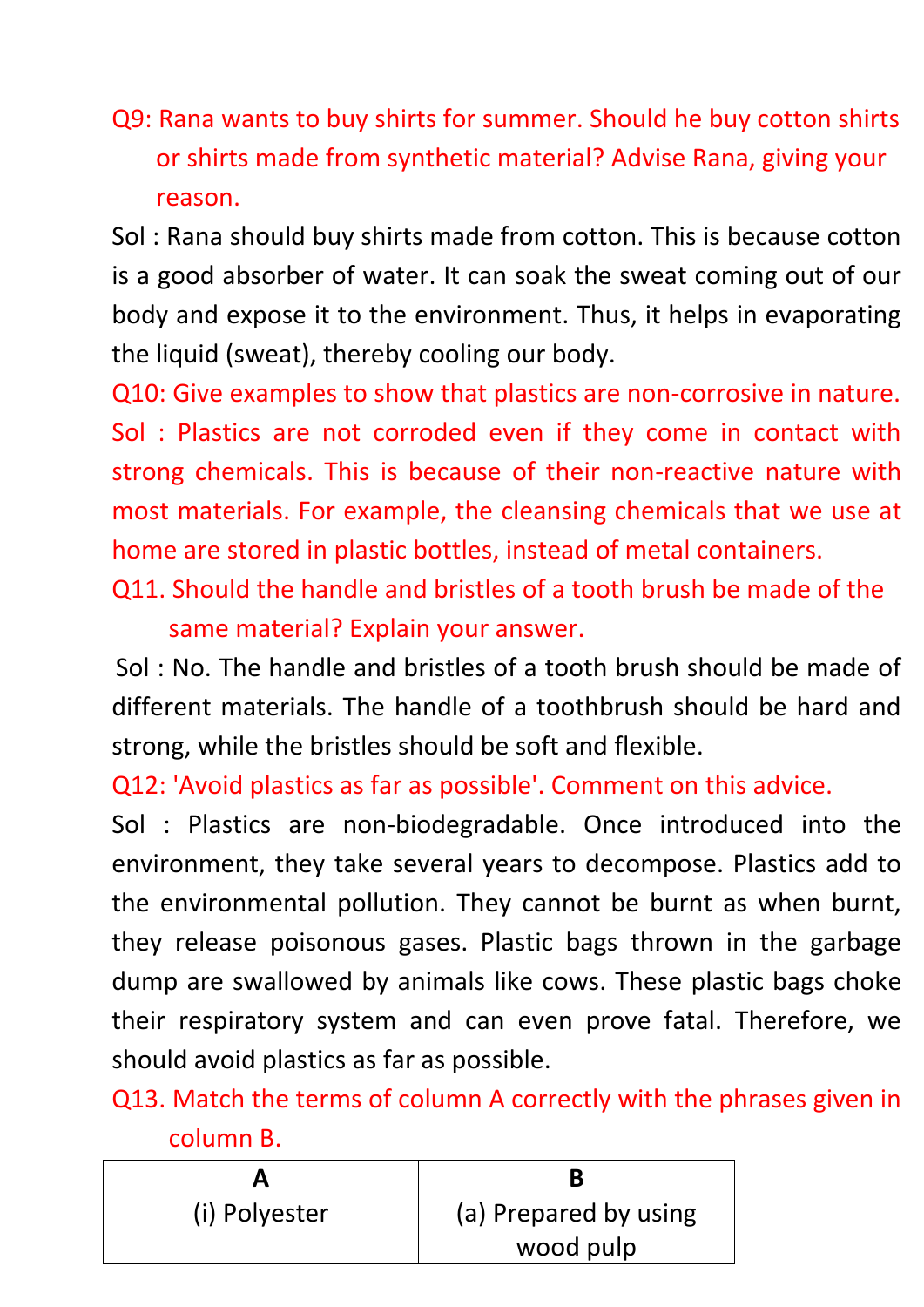Q9: Rana wants to buy shirts for summer. Should he buy cotton shirts or shirts made from synthetic material? Advise Rana, giving your reason.

Sol : Rana should buy shirts made from cotton. This is because cotton is a good absorber of water. It can soak the sweat coming out of our body and expose it to the environment. Thus, it helps in evaporating the liquid (sweat), thereby cooling our body.

Q10: Give examples to show that plastics are non-corrosive in nature.

Sol : Plastics are not corroded even if they come in contact with strong chemicals. This is because of their non-reactive nature with most materials. For example, the cleansing chemicals that we use at home are stored in plastic bottles, instead of metal containers.

Q11. Should the handle and bristles of a tooth brush be made of the same material? Explain your answer.

Sol : No. The handle and bristles of a tooth brush should be made of different materials. The handle of a toothbrush should be hard and strong, while the bristles should be soft and flexible.

Q12: 'Avoid plastics as far as possible'. Comment on this advice.

Sol : Plastics are non-biodegradable. Once introduced into the environment, they take several years to decompose. Plastics add to the environmental pollution. They cannot be burnt as when burnt, they release poisonous gases. Plastic bags thrown in the garbage dump are swallowed by animals like cows. These plastic bags choke their respiratory system and can even prove fatal. Therefore, we should avoid plastics as far as possible.

Q13. Match the terms of column A correctly with the phrases given in column B.

| A | B |
|---|---|
| (i) Polyester | (a) Prepared by using wood pulp |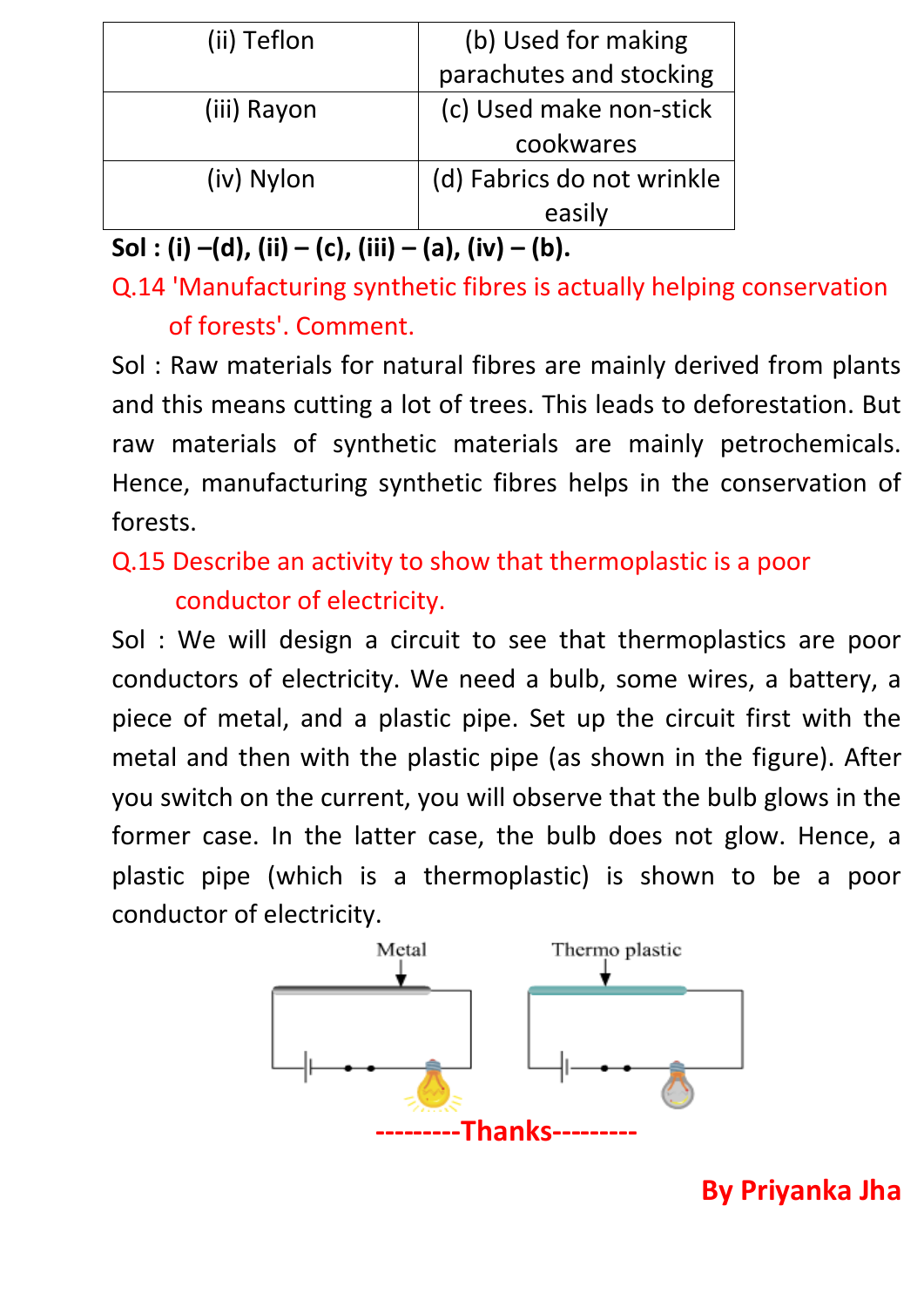| | |
|---|---|
| (ii) Teflon | (b) Used for making parachutes and stocking |
| (iii) Rayon | (c) Used make non-stick cookwares |
| (iv) Nylon | (d) Fabrics do not wrinkle easily |

**Sol : (i) –(d), (ii) – (c), (iii) – (a), (iv) – (b).**

Q.14 'Manufacturing synthetic fibres is actually helping conservation of forests'. Comment.

Sol : Raw materials for natural fibres are mainly derived from plants and this means cutting a lot of trees. This leads to deforestation. But raw materials of synthetic materials are mainly petrochemicals. Hence, manufacturing synthetic fibres helps in the conservation of forests.

Q.15 Describe an activity to show that thermoplastic is a poor conductor of electricity.

Sol : We will design a circuit to see that thermoplastics are poor conductors of electricity. We need a bulb, some wires, a battery, a piece of metal, and a plastic pipe. Set up the circuit first with the metal and then with the plastic pipe (as shown in the figure). After you switch on the current, you will observe that the bulb glows in the former case. In the latter case, the bulb does not glow. Hence, a plastic pipe (which is a thermoplastic) is shown to be a poor conductor of electricity.

Metal

Thermo plastic

---------Thanks---------

**By Priyanka Jha**